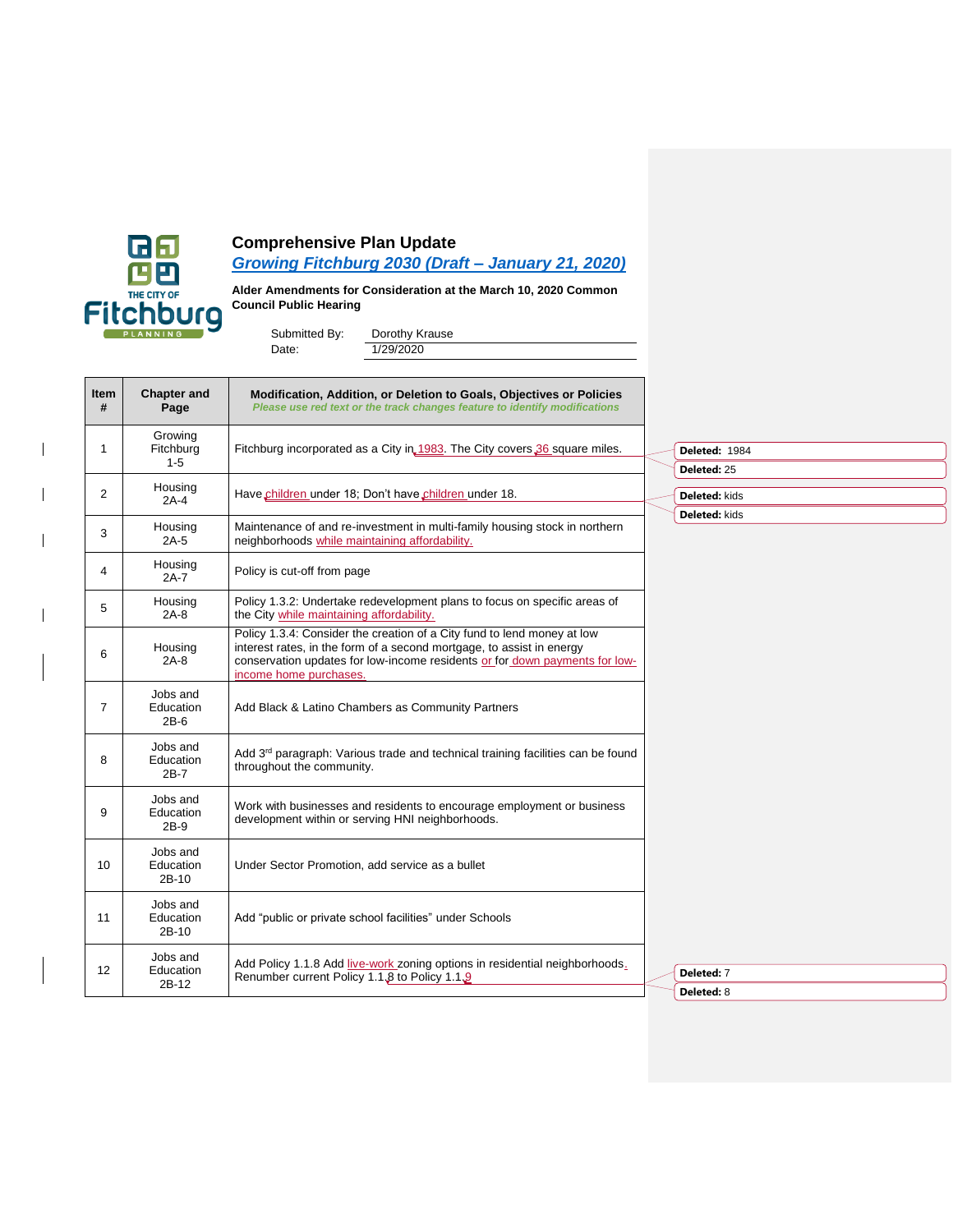# Comprehensive Plan Update

## *Growing Fitchburg 2030 (Draft – January 21, 2020)*

**Alder Amendments for Consideration at the March 10, 2020 Common Council Public Hearing**

Submitted By: Dorothy Krause

Date: 1/29/2020

| Item # | Chapter and Page | Modification, Addition, or Deletion to Goals, Objectives or Policies *Please use red text or the track changes feature to identify modifications* |
|---|---|---|
| 1 | Growing Fitchburg 1-5 | Fitchburg incorporated as a City in 1983. The City covers 36 square miles. |
| 2 | Housing 2A-4 | Have children under 18; Don't have children under 18. |
| 3 | Housing 2A-5 | Maintenance of and re-investment in multi-family housing stock in northern neighborhoods while maintaining affordability. |
| 4 | Housing 2A-7 | Policy is cut-off from page |
| 5 | Housing 2A-8 | Policy 1.3.2: Undertake redevelopment plans to focus on specific areas of the City while maintaining affordability. |
| 6 | Housing 2A-8 | Policy 1.3.4: Consider the creation of a City fund to lend money at low interest rates, in the form of a second mortgage, to assist in energy conservation updates for low-income residents or for down payments for low-income home purchases. |
| 7 | Jobs and Education 2B-6 | Add Black & Latino Chambers as Community Partners |
| 8 | Jobs and Education 2B-7 | Add 3rd paragraph: Various trade and technical training facilities can be found throughout the community. |
| 9 | Jobs and Education 2B-9 | Work with businesses and residents to encourage employment or business development within or serving HNI neighborhoods. |
| 10 | Jobs and Education 2B-10 | Under Sector Promotion, add service as a bullet |
| 11 | Jobs and Education 2B-10 | Add "public or private school facilities" under Schools |
| 12 | Jobs and Education 2B-12 | Add Policy 1.1.8 Add live-work zoning options in residential neighborhoods. Renumber current Policy 1.1.8 to Policy 1.1.9 |

**Deleted:** 1984

**Deleted:** 25

**Deleted:** kids

**Deleted:** kids

**Deleted:** 7

**Deleted:** 8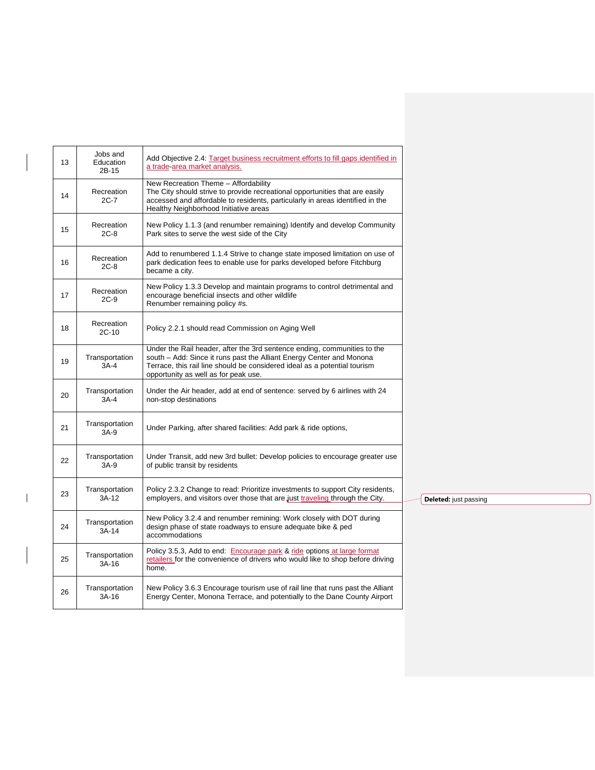| 13 | Jobs and Education 2B-15 | Add Objective 2.4: Target business recruitment efforts to fill gaps identified in a trade-area market analysis. |
|---|---|---|
| 14 | Recreation 2C-7 | New Recreation Theme – Affordability<br>The City should strive to provide recreational opportunities that are easily accessed and affordable to residents, particularly in areas identified in the Healthy Neighborhood Initiative areas |
| 15 | Recreation 2C-8 | New Policy 1.1.3 (and renumber remaining) Identify and develop Community Park sites to serve the west side of the City |
| 16 | Recreation 2C-8 | Add to renumbered 1.1.4 Strive to change state imposed limitation on use of park dedication fees to enable use for parks developed before Fitchburg became a city. |
| 17 | Recreation 2C-9 | New Policy 1.3.3 Develop and maintain programs to control detrimental and encourage beneficial insects and other wildlife<br>Renumber remaining policy #s. |
| 18 | Recreation 2C-10 | Policy 2.2.1 should read Commission on Aging Well |
| 19 | Transportation 3A-4 | Under the Rail header, after the 3rd sentence ending, communities to the south – Add: Since it runs past the Alliant Energy Center and Monona Terrace, this rail line should be considered ideal as a potential tourism opportunity as well as for peak use. |
| 20 | Transportation 3A-4 | Under the Air header, add at end of sentence: served by 6 airlines with 24 non-stop destinations |
| 21 | Transportation 3A-9 | Under Parking, after shared facilities: Add park & ride options, |
| 22 | Transportation 3A-9 | Under Transit, add new 3rd bullet: Develop policies to encourage greater use of public transit by residents |
| 23 | Transportation 3A-12 | Policy 2.3.2 Change to read: Prioritize investments to support City residents, employers, and visitors over those that are just traveling through the City. |
| 24 | Transportation 3A-14 | New Policy 3.2.4 and renumber remining: Work closely with DOT during design phase of state roadways to ensure adequate bike & ped accommodations |
| 25 | Transportation 3A-16 | Policy 3.5.3, Add to end: Encourage park & ride options at large format retailers for the convenience of drivers who would like to shop before driving home. |
| 26 | Transportation 3A-16 | New Policy 3.6.3 Encourage tourism use of rail line that runs past the Alliant Energy Center, Monona Terrace, and potentially to the Dane County Airport |

**Deleted:** just passing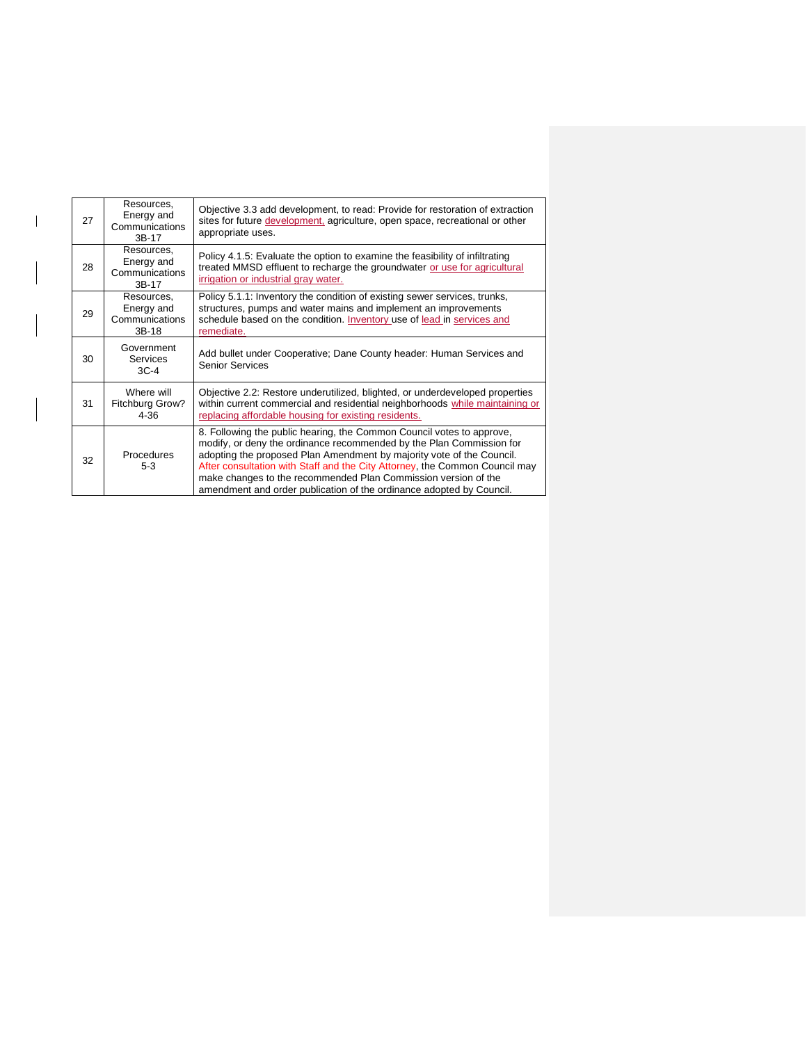| | | |
|---|---|---|
| 27 | Resources, Energy and Communications 3B-17 | Objective 3.3 add development, to read: Provide for restoration of extraction sites for future development, agriculture, open space, recreational or other appropriate uses. |
| 28 | Resources, Energy and Communications 3B-17 | Policy 4.1.5: Evaluate the option to examine the feasibility of infiltrating treated MMSD effluent to recharge the groundwater or use for agricultural irrigation or industrial gray water. |
| 29 | Resources, Energy and Communications 3B-18 | Policy 5.1.1: Inventory the condition of existing sewer services, trunks, structures, pumps and water mains and implement an improvements schedule based on the condition. Inventory use of lead in services and remediate. |
| 30 | Government Services 3C-4 | Add bullet under Cooperative; Dane County header: Human Services and Senior Services |
| 31 | Where will Fitchburg Grow? 4-36 | Objective 2.2: Restore underutilized, blighted, or underdeveloped properties within current commercial and residential neighborhoods while maintaining or replacing affordable housing for existing residents. |
| 32 | Procedures 5-3 | 8. Following the public hearing, the Common Council votes to approve, modify, or deny the ordinance recommended by the Plan Commission for adopting the proposed Plan Amendment by majority vote of the Council. After consultation with Staff and the City Attorney, the Common Council may make changes to the recommended Plan Commission version of the amendment and order publication of the ordinance adopted by Council. |